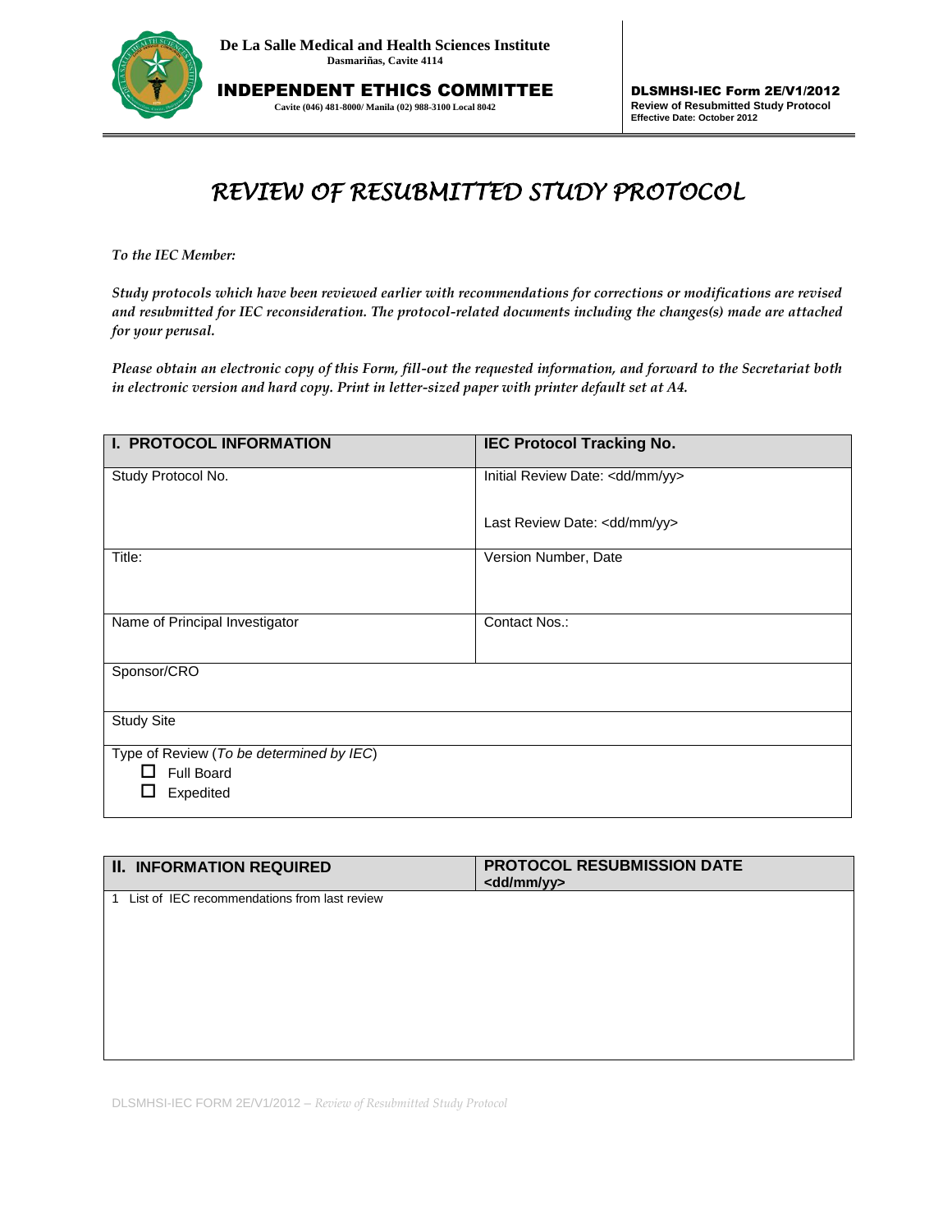**De La Salle Medical and Health Sciences Institute**
**Dasmariñas, Cavite 4114**

**INDEPENDENT ETHICS COMMITTEE**
**Cavite (046) 481-8000/ Manila (02) 988-3100 Local 8042**

**DLSMHSI-IEC Form 2E/V1/2012**
**Review of Resubmitted Study Protocol**
**Effective Date: October 2012**

# *REVIEW OF RESUBMITTED STUDY PROTOCOL*

*To the IEC Member:*

*Study protocols which have been reviewed earlier with recommendations for corrections or modifications are revised and resubmitted for IEC reconsideration. The protocol-related documents including the changes(s) made are attached for your perusal.*

*Please obtain an electronic copy of this Form, fill-out the requested information, and forward to the Secretariat both in electronic version and hard copy. Print in letter-sized paper with printer default set at A4.*

| **I. PROTOCOL INFORMATION** | **IEC Protocol Tracking No.** |
|---|---|
| Study Protocol No. | Initial Review Date: <dd/mm/yy><br><br>Last Review Date: <dd/mm/yy> |
| Title: | Version Number, Date |
| Name of Principal Investigator | Contact Nos.: |
| Sponsor/CRO | |
| Study Site | |
| Type of Review (*To be determined by IEC*)<br>☐ Full Board<br>☐ Expedited | |

| **II. INFORMATION REQUIRED** | **PROTOCOL RESUBMISSION DATE <dd/mm/yy>** |
|---|---|
| 1 List of IEC recommendations from last review | |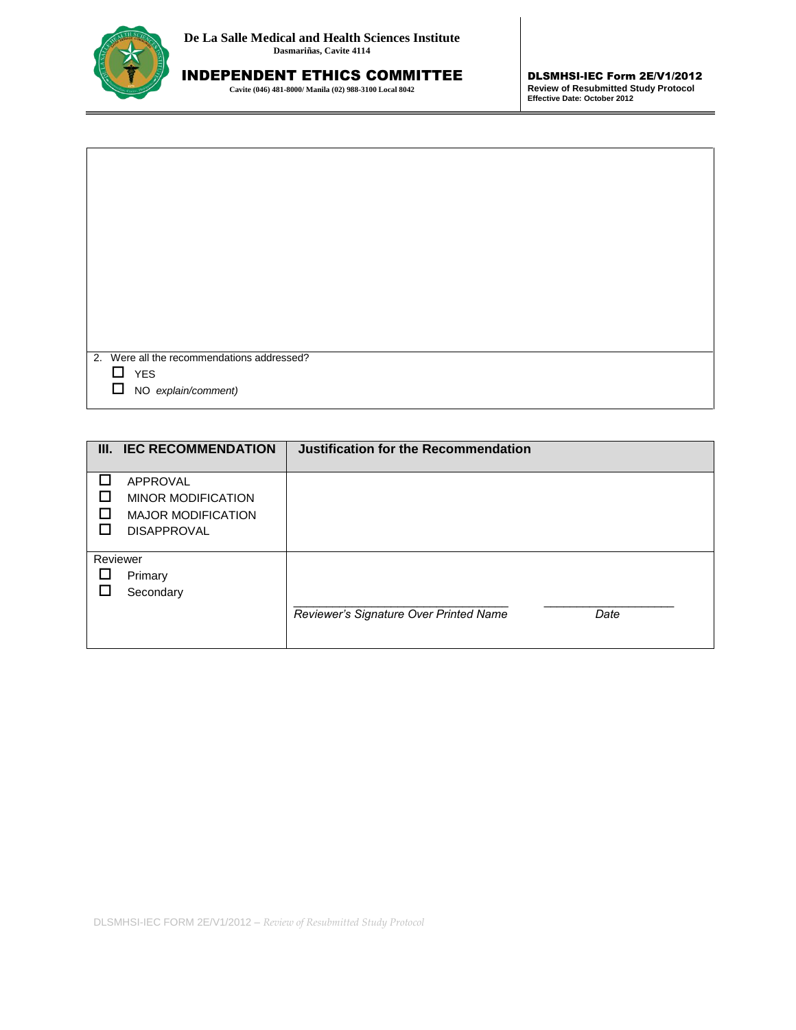2. Were all the recommendations addressed?

☐ YES

☐ NO *explain/comment)*

| III. IEC RECOMMENDATION | Justification for the Recommendation |
|---|---|
| ☐ APPROVAL<br>☐ MINOR MODIFICATION<br>☐ MAJOR MODIFICATION<br>☐ DISAPPROVAL | |
| Reviewer<br>☐ Primary<br>☐ Secondary | ________________________________ ____________________<br>*Reviewer's Signature Over Printed Name* *Date* |